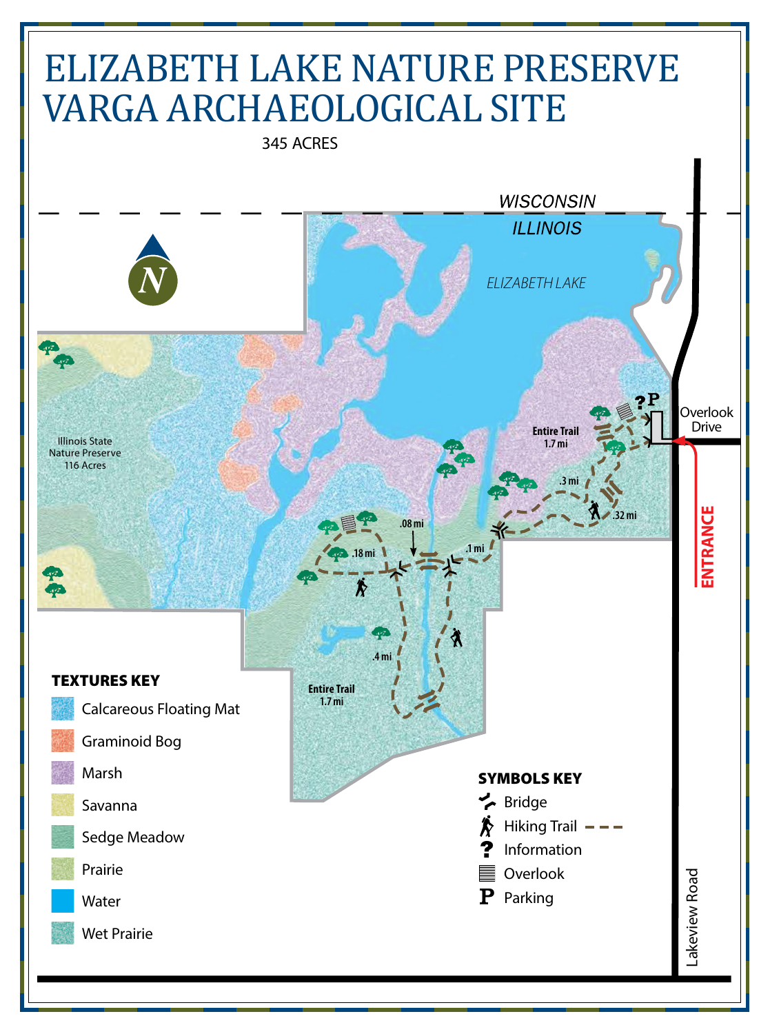# ELIZABETH LAKE NATURE PRESERVE VARGA ARCHAEOLOGICAL SITE

345 ACRES

WISCONSIN

ILLINOIS

ELIZABETH LAKE

Illinois State Nature Preserve 116 Acres

Entire Trail 1.7 mi

.3 mi

.32 mi

.08 mi

.1 mi

.18 mi

.4 mi

Entire Trail 1.7 mi

Overlook Drive

ENTRANCE

Lakeview Road

**TEXTURES KEY**

- Calcareous Floating Mat
- Graminoid Bog
- Marsh
- Savanna
- Sedge Meadow
- Prairie
- Water
- Wet Prairie

**SYMBOLS KEY**

- Bridge
- Hiking Trail
- Information
- Overlook
- Parking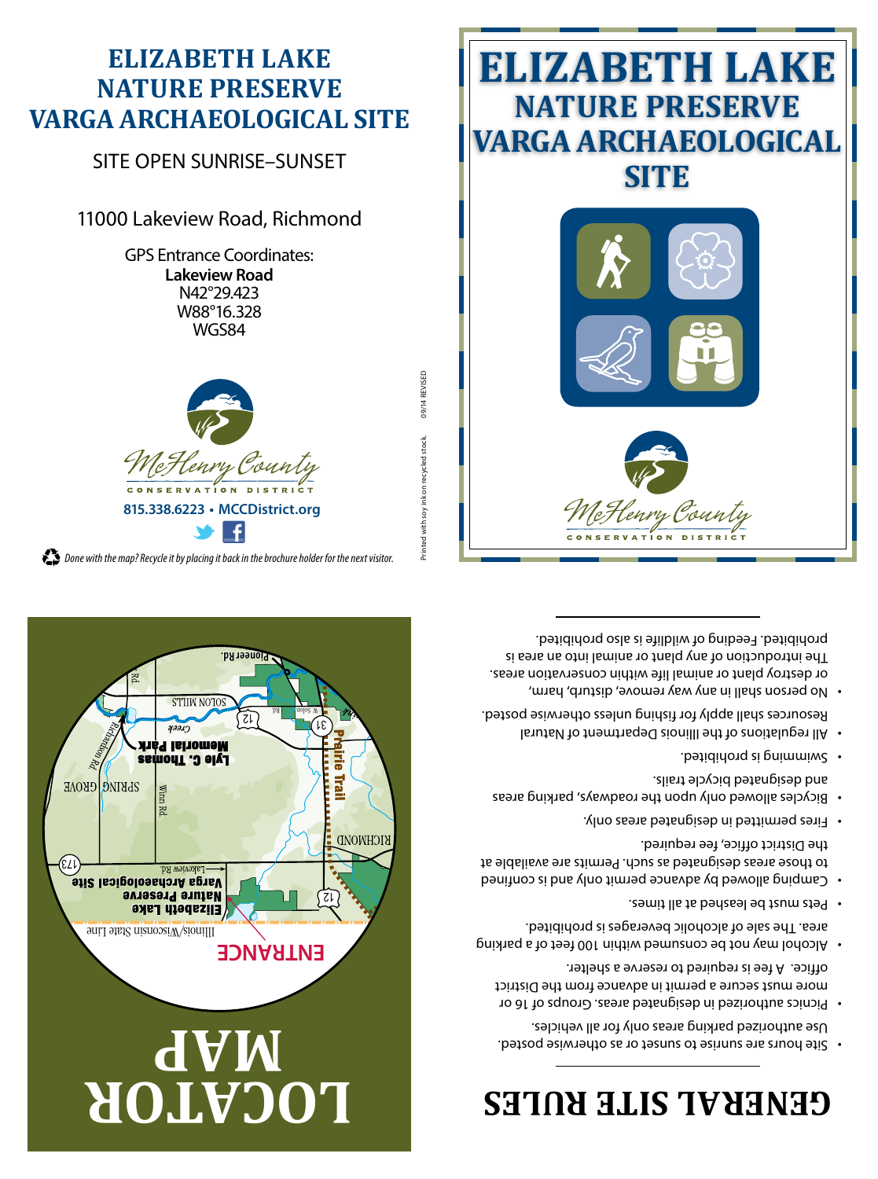# ELIZABETH LAKE NATURE PRESERVE VARGA ARCHAEOLOGICAL SITE

SITE OPEN SUNRISE–SUNSET

11000 Lakeview Road, Richmond

GPS Entrance Coordinates:
**Lakeview Road**
N42°29.423
W88°16.328
WGS84

McHenry County
CONSERVATION DISTRICT

**815.338.6223 • MCCDistrict.org**

*Done with the map? Recycle it by placing it back in the brochure holder for the next visitor.*

Printed with soy ink on recycled stock. 09/14 REVISED

# ELIZABETH LAKE
## NATURE PRESERVE
## VARGA ARCHAEOLOGICAL SITE

McHenry County
CONSERVATION DISTRICT

# LOCATOR MAP

ENTRANCE
Illinois/Wisconsin State Line
Elizabeth Lake Nature Preserve Varga Archaeological Site
Lakeview Rd.
173
12
RICHMOND
SPRING GROVE
Winn Rd.
Lyle C. Thomas Memorial Park
Richardson Rd
Creek
SOLON MILLS
W. Solon Rd.
31
12
Prairie Trail
Pioneer Rd.

# GENERAL SITE RULES

- Site hours are sunrise to sunset or as otherwise posted. Use authorized parking areas only for all vehicles.
- Picnics authorized in designated areas. Groups of 16 or more must secure a permit in advance from the District office. A fee is required to reserve a shelter.
- Alcohol may not be consumed within 100 feet of a parking area. The sale of alcoholic beverages is prohibited.
- Pets must be leashed at all times.
- Camping allowed by advance permit only and is confined to those areas designated as such. Permits are available at the District office, fee required.
- Fires permitted in designated areas only.
- Bicycles allowed only upon the roadways, parking areas and designated bicycle trails.
- Swimming is prohibited.
- All regulations of the Illinois Department of Natural Resources shall apply for fishing unless otherwise posted.
- No person shall in any way remove, disturb, harm, or destroy plant or animal life within conservation areas. The introduction of any plant or animal into an area is prohibited. Feeding of wildlife is also prohibited.